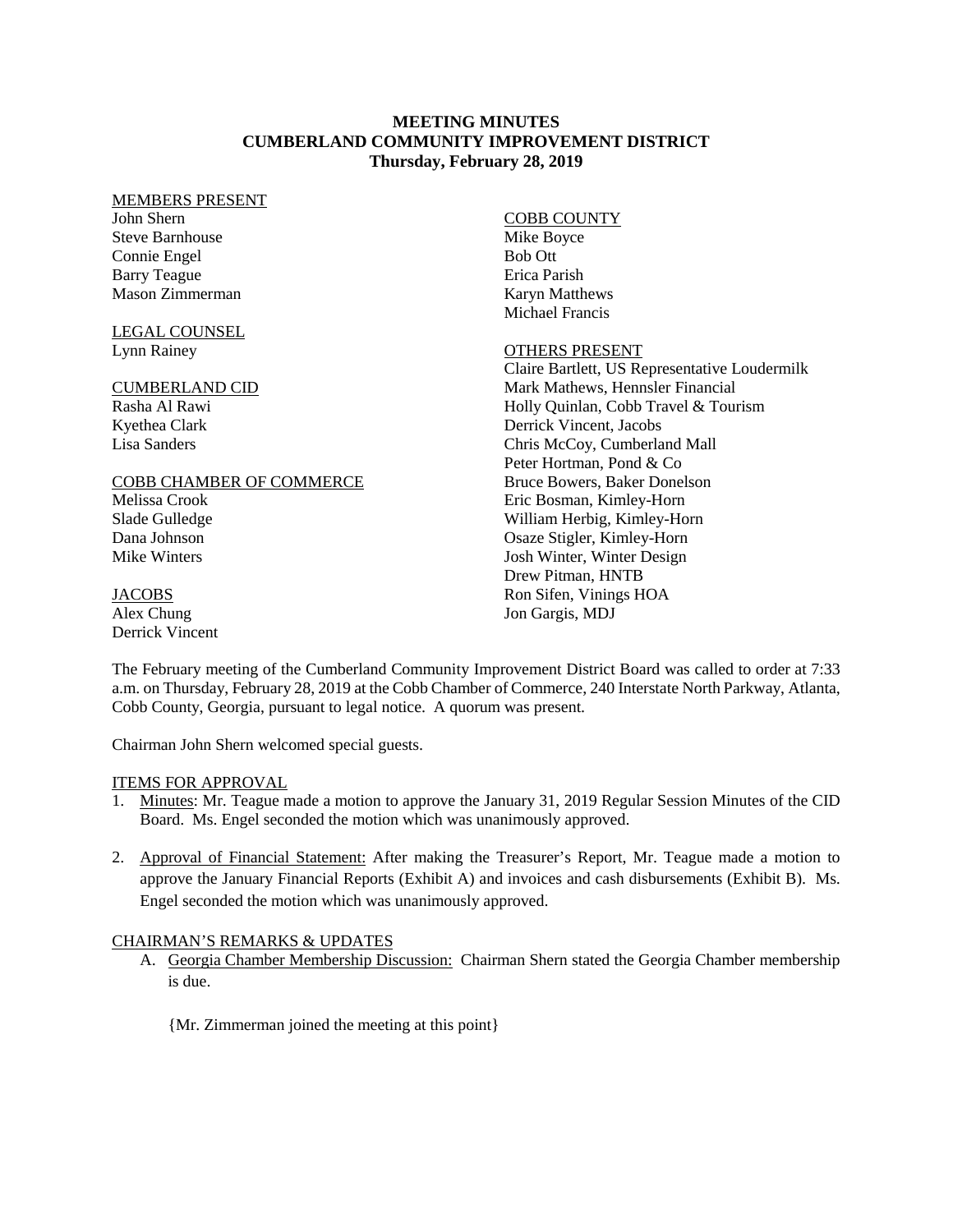# MEETING MINUTES
# CUMBERLAND COMMUNITY IMPROVEMENT DISTRICT
**Thursday, February 28, 2019**

MEMBERS PRESENT
John Shern
Steve Barnhouse
Connie Engel
Barry Teague
Mason Zimmerman

LEGAL COUNSEL
Lynn Rainey

CUMBERLAND CID
Rasha Al Rawi
Kyethea Clark
Lisa Sanders

COBB CHAMBER OF COMMERCE
Melissa Crook
Slade Gulledge
Dana Johnson
Mike Winters

JACOBS
Alex Chung
Derrick Vincent

COBB COUNTY
Mike Boyce
Bob Ott
Erica Parish
Karyn Matthews
Michael Francis

OTHERS PRESENT
Claire Bartlett, US Representative Loudermilk
Mark Mathews, Hennsler Financial
Holly Quinlan, Cobb Travel & Tourism
Derrick Vincent, Jacobs
Chris McCoy, Cumberland Mall
Peter Hortman, Pond & Co
Bruce Bowers, Baker Donelson
Eric Bosman, Kimley-Horn
William Herbig, Kimley-Horn
Osaze Stigler, Kimley-Horn
Josh Winter, Winter Design
Drew Pitman, HNTB
Ron Sifen, Vinings HOA
Jon Gargis, MDJ

The February meeting of the Cumberland Community Improvement District Board was called to order at 7:33 a.m. on Thursday, February 28, 2019 at the Cobb Chamber of Commerce, 240 Interstate North Parkway, Atlanta, Cobb County, Georgia, pursuant to legal notice. A quorum was present.

Chairman John Shern welcomed special guests.

ITEMS FOR APPROVAL

1. Minutes: Mr. Teague made a motion to approve the January 31, 2019 Regular Session Minutes of the CID Board. Ms. Engel seconded the motion which was unanimously approved.

2. Approval of Financial Statement: After making the Treasurer's Report, Mr. Teague made a motion to approve the January Financial Reports (Exhibit A) and invoices and cash disbursements (Exhibit B). Ms. Engel seconded the motion which was unanimously approved.

CHAIRMAN'S REMARKS & UPDATES

A. Georgia Chamber Membership Discussion: Chairman Shern stated the Georgia Chamber membership is due.

{Mr. Zimmerman joined the meeting at this point}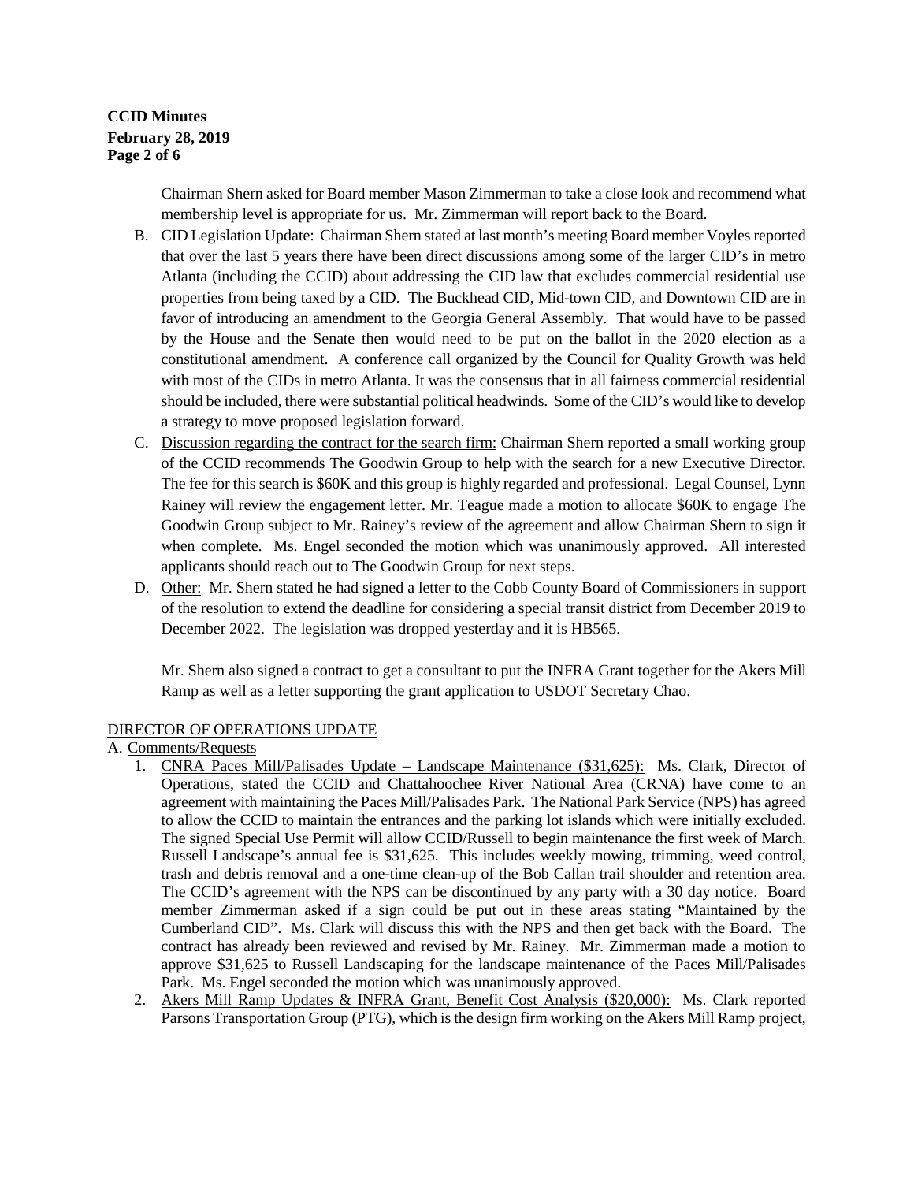Chairman Shern asked for Board member Mason Zimmerman to take a close look and recommend what membership level is appropriate for us. Mr. Zimmerman will report back to the Board.

B. CID Legislation Update: Chairman Shern stated at last month's meeting Board member Voyles reported that over the last 5 years there have been direct discussions among some of the larger CID's in metro Atlanta (including the CCID) about addressing the CID law that excludes commercial residential use properties from being taxed by a CID. The Buckhead CID, Mid-town CID, and Downtown CID are in favor of introducing an amendment to the Georgia General Assembly. That would have to be passed by the House and the Senate then would need to be put on the ballot in the 2020 election as a constitutional amendment. A conference call organized by the Council for Quality Growth was held with most of the CIDs in metro Atlanta. It was the consensus that in all fairness commercial residential should be included, there were substantial political headwinds. Some of the CID's would like to develop a strategy to move proposed legislation forward.

C. Discussion regarding the contract for the search firm: Chairman Shern reported a small working group of the CCID recommends The Goodwin Group to help with the search for a new Executive Director. The fee for this search is $60K and this group is highly regarded and professional. Legal Counsel, Lynn Rainey will review the engagement letter. Mr. Teague made a motion to allocate $60K to engage The Goodwin Group subject to Mr. Rainey's review of the agreement and allow Chairman Shern to sign it when complete. Ms. Engel seconded the motion which was unanimously approved. All interested applicants should reach out to The Goodwin Group for next steps.

D. Other: Mr. Shern stated he had signed a letter to the Cobb County Board of Commissioners in support of the resolution to extend the deadline for considering a special transit district from December 2019 to December 2022. The legislation was dropped yesterday and it is HB565.

   Mr. Shern also signed a contract to get a consultant to put the INFRA Grant together for the Akers Mill Ramp as well as a letter supporting the grant application to USDOT Secretary Chao.

DIRECTOR OF OPERATIONS UPDATE

A. Comments/Requests

1. CNRA Paces Mill/Palisades Update – Landscape Maintenance ($31,625): Ms. Clark, Director of Operations, stated the CCID and Chattahoochee River National Area (CRNA) have come to an agreement with maintaining the Paces Mill/Palisades Park. The National Park Service (NPS) has agreed to allow the CCID to maintain the entrances and the parking lot islands which were initially excluded. The signed Special Use Permit will allow CCID/Russell to begin maintenance the first week of March. Russell Landscape's annual fee is $31,625. This includes weekly mowing, trimming, weed control, trash and debris removal and a one-time clean-up of the Bob Callan trail shoulder and retention area. The CCID's agreement with the NPS can be discontinued by any party with a 30 day notice. Board member Zimmerman asked if a sign could be put out in these areas stating "Maintained by the Cumberland CID". Ms. Clark will discuss this with the NPS and then get back with the Board. The contract has already been reviewed and revised by Mr. Rainey. Mr. Zimmerman made a motion to approve $31,625 to Russell Landscaping for the landscape maintenance of the Paces Mill/Palisades Park. Ms. Engel seconded the motion which was unanimously approved.
2. Akers Mill Ramp Updates & INFRA Grant, Benefit Cost Analysis ($20,000): Ms. Clark reported Parsons Transportation Group (PTG), which is the design firm working on the Akers Mill Ramp project,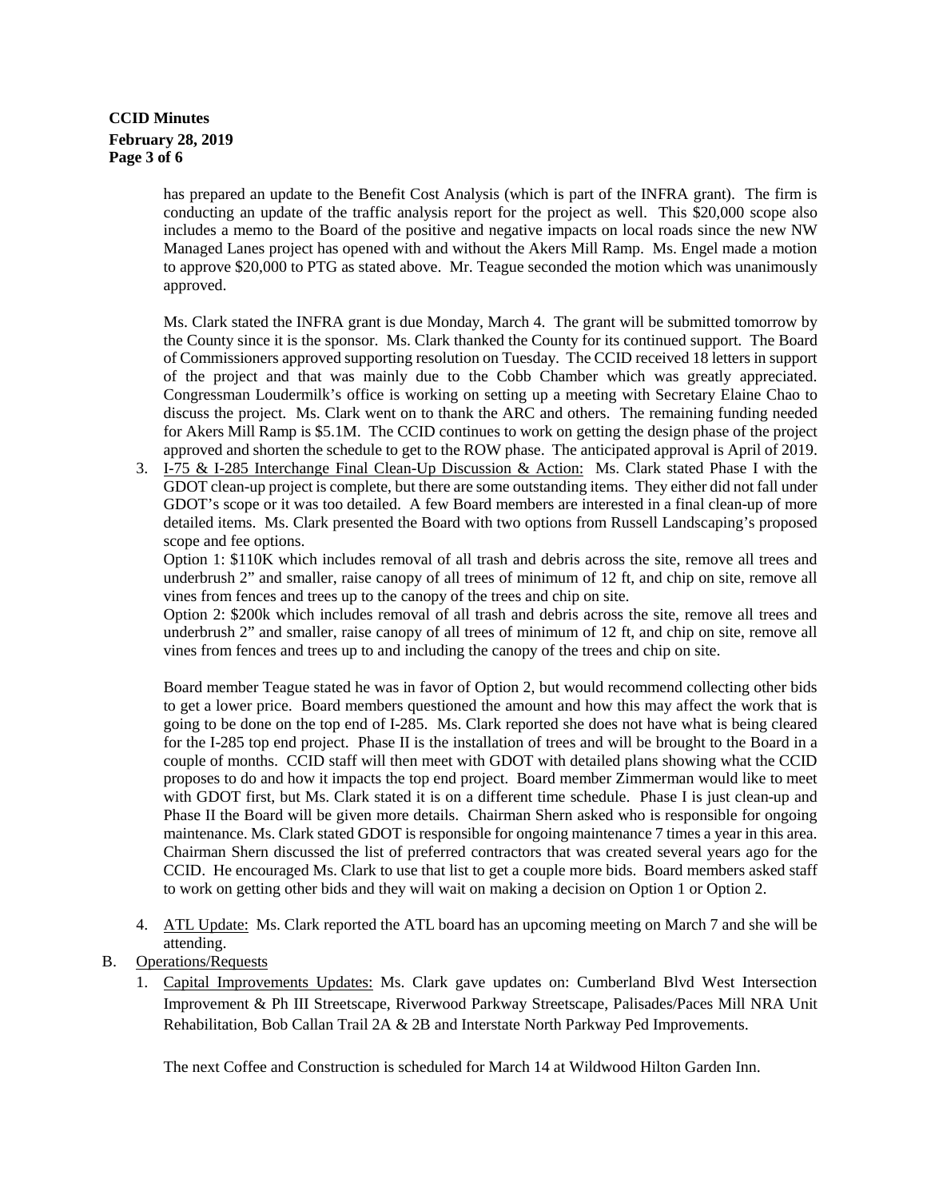has prepared an update to the Benefit Cost Analysis (which is part of the INFRA grant). The firm is conducting an update of the traffic analysis report for the project as well. This $20,000 scope also includes a memo to the Board of the positive and negative impacts on local roads since the new NW Managed Lanes project has opened with and without the Akers Mill Ramp. Ms. Engel made a motion to approve $20,000 to PTG as stated above. Mr. Teague seconded the motion which was unanimously approved.

Ms. Clark stated the INFRA grant is due Monday, March 4. The grant will be submitted tomorrow by the County since it is the sponsor. Ms. Clark thanked the County for its continued support. The Board of Commissioners approved supporting resolution on Tuesday. The CCID received 18 letters in support of the project and that was mainly due to the Cobb Chamber which was greatly appreciated. Congressman Loudermilk's office is working on setting up a meeting with Secretary Elaine Chao to discuss the project. Ms. Clark went on to thank the ARC and others. The remaining funding needed for Akers Mill Ramp is $5.1M. The CCID continues to work on getting the design phase of the project approved and shorten the schedule to get to the ROW phase. The anticipated approval is April of 2019.

3. I-75 & I-285 Interchange Final Clean-Up Discussion & Action: Ms. Clark stated Phase I with the GDOT clean-up project is complete, but there are some outstanding items. They either did not fall under GDOT's scope or it was too detailed. A few Board members are interested in a final clean-up of more detailed items. Ms. Clark presented the Board with two options from Russell Landscaping's proposed scope and fee options.

   Option 1: $110K which includes removal of all trash and debris across the site, remove all trees and underbrush 2" and smaller, raise canopy of all trees of minimum of 12 ft, and chip on site, remove all vines from fences and trees up to the canopy of the trees and chip on site.

   Option 2: $200k which includes removal of all trash and debris across the site, remove all trees and underbrush 2" and smaller, raise canopy of all trees of minimum of 12 ft, and chip on site, remove all vines from fences and trees up to and including the canopy of the trees and chip on site.

   Board member Teague stated he was in favor of Option 2, but would recommend collecting other bids to get a lower price. Board members questioned the amount and how this may affect the work that is going to be done on the top end of I-285. Ms. Clark reported she does not have what is being cleared for the I-285 top end project. Phase II is the installation of trees and will be brought to the Board in a couple of months. CCID staff will then meet with GDOT with detailed plans showing what the CCID proposes to do and how it impacts the top end project. Board member Zimmerman would like to meet with GDOT first, but Ms. Clark stated it is on a different time schedule. Phase I is just clean-up and Phase II the Board will be given more details. Chairman Shern asked who is responsible for ongoing maintenance. Ms. Clark stated GDOT is responsible for ongoing maintenance 7 times a year in this area. Chairman Shern discussed the list of preferred contractors that was created several years ago for the CCID. He encouraged Ms. Clark to use that list to get a couple more bids. Board members asked staff to work on getting other bids and they will wait on making a decision on Option 1 or Option 2.

4. ATL Update: Ms. Clark reported the ATL board has an upcoming meeting on March 7 and she will be attending.

B. Operations/Requests

1. Capital Improvements Updates: Ms. Clark gave updates on: Cumberland Blvd West Intersection Improvement & Ph III Streetscape, Riverwood Parkway Streetscape, Palisades/Paces Mill NRA Unit Rehabilitation, Bob Callan Trail 2A & 2B and Interstate North Parkway Ped Improvements.

   The next Coffee and Construction is scheduled for March 14 at Wildwood Hilton Garden Inn.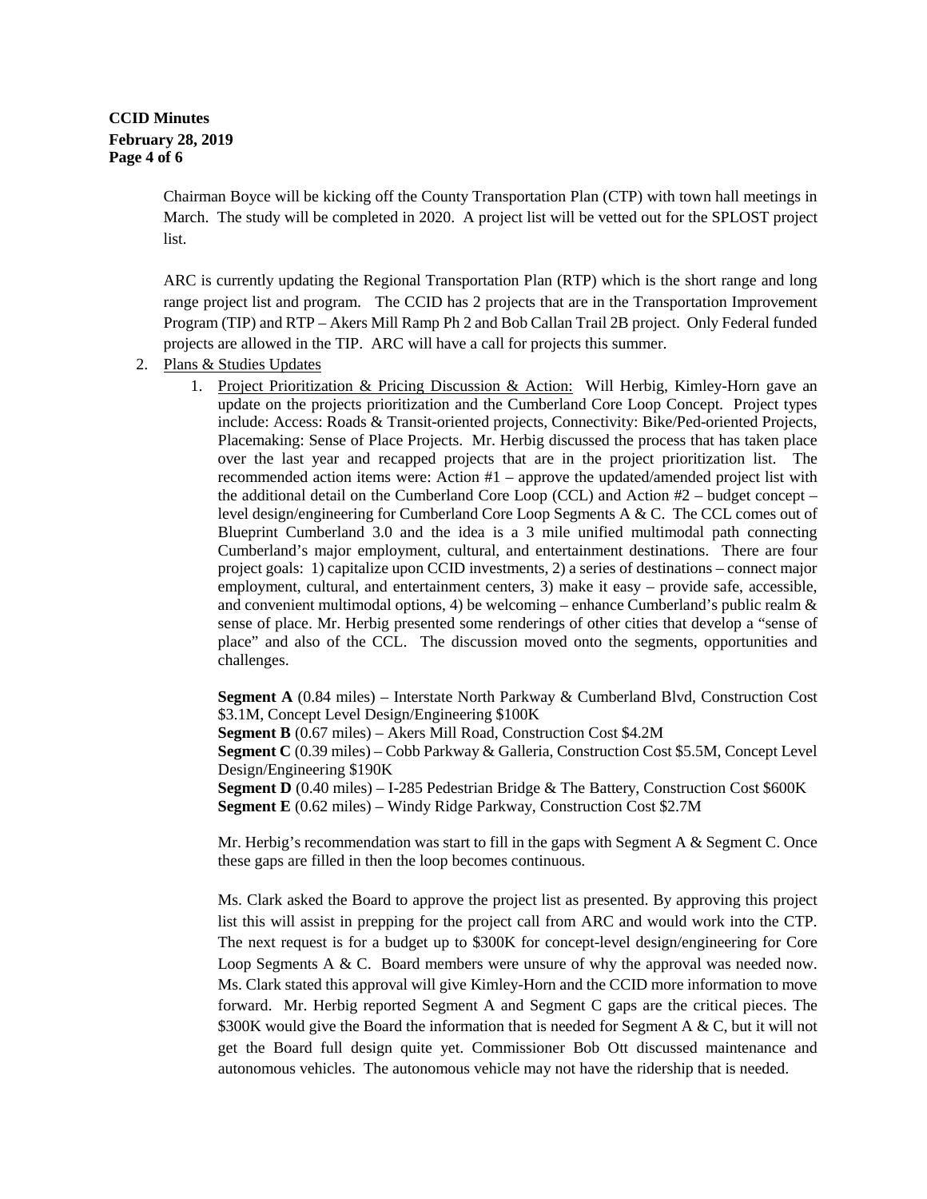Chairman Boyce will be kicking off the County Transportation Plan (CTP) with town hall meetings in March. The study will be completed in 2020. A project list will be vetted out for the SPLOST project list.

ARC is currently updating the Regional Transportation Plan (RTP) which is the short range and long range project list and program. The CCID has 2 projects that are in the Transportation Improvement Program (TIP) and RTP – Akers Mill Ramp Ph 2 and Bob Callan Trail 2B project. Only Federal funded projects are allowed in the TIP. ARC will have a call for projects this summer.

2. Plans & Studies Updates
   1. Project Prioritization & Pricing Discussion & Action: Will Herbig, Kimley-Horn gave an update on the projects prioritization and the Cumberland Core Loop Concept. Project types include: Access: Roads & Transit-oriented projects, Connectivity: Bike/Ped-oriented Projects, Placemaking: Sense of Place Projects. Mr. Herbig discussed the process that has taken place over the last year and recapped projects that are in the project prioritization list. The recommended action items were: Action #1 – approve the updated/amended project list with the additional detail on the Cumberland Core Loop (CCL) and Action #2 – budget concept – level design/engineering for Cumberland Core Loop Segments A & C. The CCL comes out of Blueprint Cumberland 3.0 and the idea is a 3 mile unified multimodal path connecting Cumberland's major employment, cultural, and entertainment destinations. There are four project goals: 1) capitalize upon CCID investments, 2) a series of destinations – connect major employment, cultural, and entertainment centers, 3) make it easy – provide safe, accessible, and convenient multimodal options, 4) be welcoming – enhance Cumberland's public realm & sense of place. Mr. Herbig presented some renderings of other cities that develop a "sense of place" and also of the CCL. The discussion moved onto the segments, opportunities and challenges.

      **Segment A** (0.84 miles) – Interstate North Parkway & Cumberland Blvd, Construction Cost \$3.1M, Concept Level Design/Engineering \$100K
      **Segment B** (0.67 miles) – Akers Mill Road, Construction Cost \$4.2M
      **Segment C** (0.39 miles) – Cobb Parkway & Galleria, Construction Cost \$5.5M, Concept Level Design/Engineering \$190K
      **Segment D** (0.40 miles) – I-285 Pedestrian Bridge & The Battery, Construction Cost \$600K
      **Segment E** (0.62 miles) – Windy Ridge Parkway, Construction Cost \$2.7M

      Mr. Herbig's recommendation was start to fill in the gaps with Segment A & Segment C. Once these gaps are filled in then the loop becomes continuous.

      Ms. Clark asked the Board to approve the project list as presented. By approving this project list this will assist in prepping for the project call from ARC and would work into the CTP. The next request is for a budget up to \$300K for concept-level design/engineering for Core Loop Segments A & C. Board members were unsure of why the approval was needed now. Ms. Clark stated this approval will give Kimley-Horn and the CCID more information to move forward. Mr. Herbig reported Segment A and Segment C gaps are the critical pieces. The \$300K would give the Board the information that is needed for Segment A & C, but it will not get the Board full design quite yet. Commissioner Bob Ott discussed maintenance and autonomous vehicles. The autonomous vehicle may not have the ridership that is needed.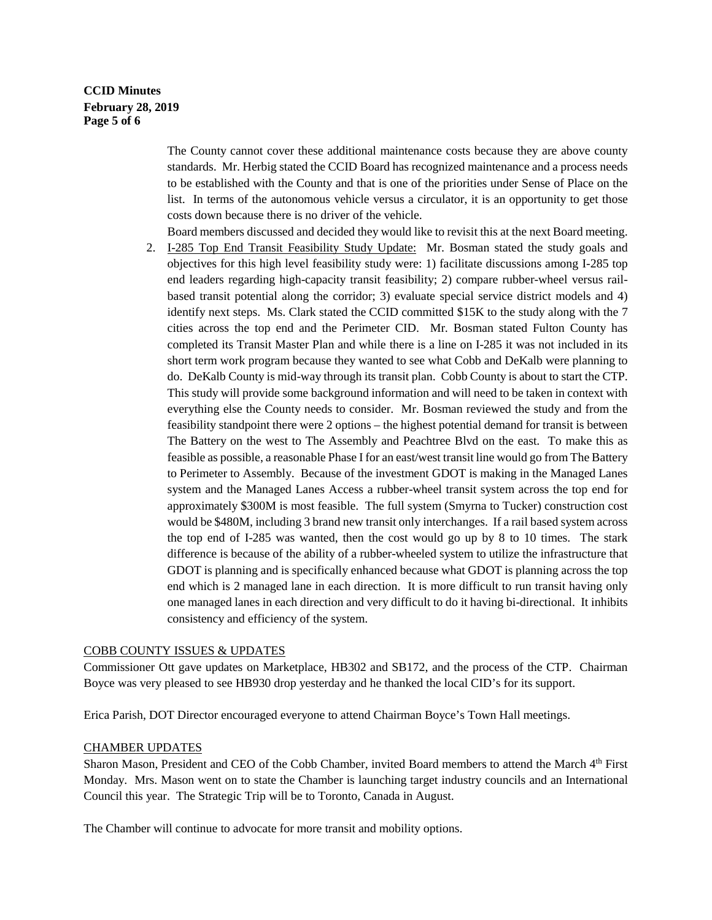The County cannot cover these additional maintenance costs because they are above county standards. Mr. Herbig stated the CCID Board has recognized maintenance and a process needs to be established with the County and that is one of the priorities under Sense of Place on the list. In terms of the autonomous vehicle versus a circulator, it is an opportunity to get those costs down because there is no driver of the vehicle.

Board members discussed and decided they would like to revisit this at the next Board meeting.

2. I-285 Top End Transit Feasibility Study Update: Mr. Bosman stated the study goals and objectives for this high level feasibility study were: 1) facilitate discussions among I-285 top end leaders regarding high-capacity transit feasibility; 2) compare rubber-wheel versus rail-based transit potential along the corridor; 3) evaluate special service district models and 4) identify next steps. Ms. Clark stated the CCID committed $15K to the study along with the 7 cities across the top end and the Perimeter CID. Mr. Bosman stated Fulton County has completed its Transit Master Plan and while there is a line on I-285 it was not included in its short term work program because they wanted to see what Cobb and DeKalb were planning to do. DeKalb County is mid-way through its transit plan. Cobb County is about to start the CTP. This study will provide some background information and will need to be taken in context with everything else the County needs to consider. Mr. Bosman reviewed the study and from the feasibility standpoint there were 2 options – the highest potential demand for transit is between The Battery on the west to The Assembly and Peachtree Blvd on the east. To make this as feasible as possible, a reasonable Phase I for an east/west transit line would go from The Battery to Perimeter to Assembly. Because of the investment GDOT is making in the Managed Lanes system and the Managed Lanes Access a rubber-wheel transit system across the top end for approximately $300M is most feasible. The full system (Smyrna to Tucker) construction cost would be $480M, including 3 brand new transit only interchanges. If a rail based system across the top end of I-285 was wanted, then the cost would go up by 8 to 10 times. The stark difference is because of the ability of a rubber-wheeled system to utilize the infrastructure that GDOT is planning and is specifically enhanced because what GDOT is planning across the top end which is 2 managed lane in each direction. It is more difficult to run transit having only one managed lanes in each direction and very difficult to do it having bi-directional. It inhibits consistency and efficiency of the system.

## COBB COUNTY ISSUES & UPDATES

Commissioner Ott gave updates on Marketplace, HB302 and SB172, and the process of the CTP. Chairman Boyce was very pleased to see HB930 drop yesterday and he thanked the local CID's for its support.

Erica Parish, DOT Director encouraged everyone to attend Chairman Boyce's Town Hall meetings.

## CHAMBER UPDATES

Sharon Mason, President and CEO of the Cobb Chamber, invited Board members to attend the March 4th First Monday. Mrs. Mason went on to state the Chamber is launching target industry councils and an International Council this year. The Strategic Trip will be to Toronto, Canada in August.

The Chamber will continue to advocate for more transit and mobility options.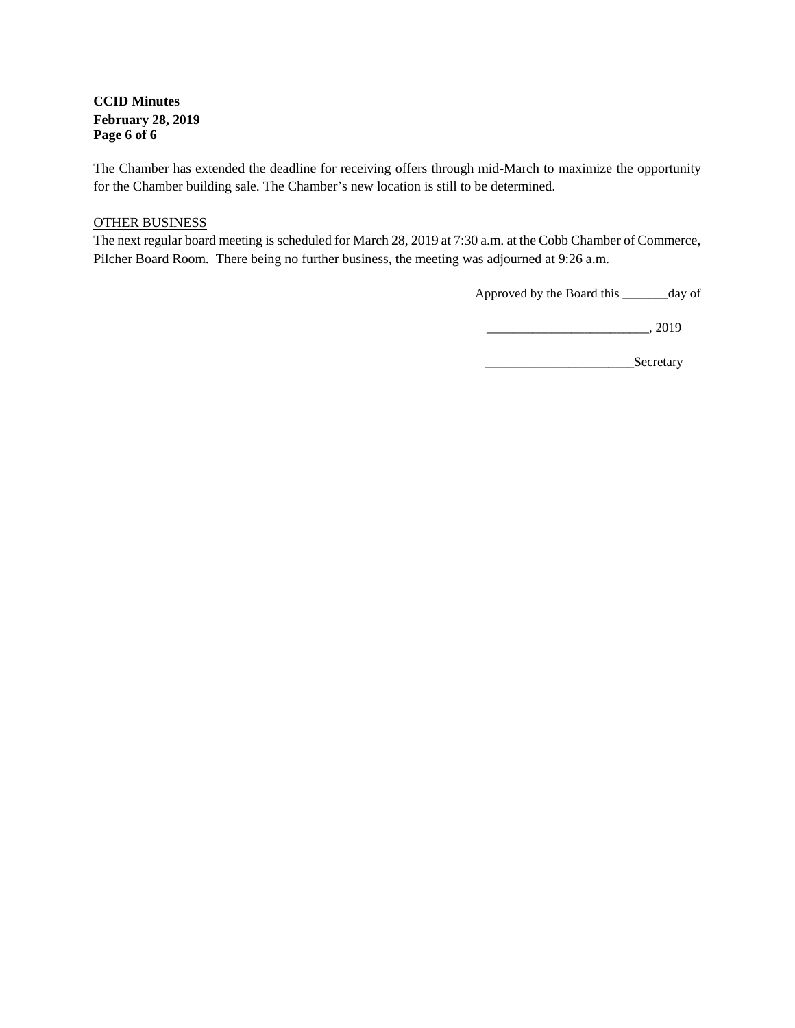The Chamber has extended the deadline for receiving offers through mid-March to maximize the opportunity for the Chamber building sale. The Chamber's new location is still to be determined.

<u>OTHER BUSINESS</u>

The next regular board meeting is scheduled for March 28, 2019 at 7:30 a.m. at the Cobb Chamber of Commerce, Pilcher Board Room. There being no further business, the meeting was adjourned at 9:26 a.m.

Approved by the Board this _______day of

_________________________, 2019

_______________________Secretary